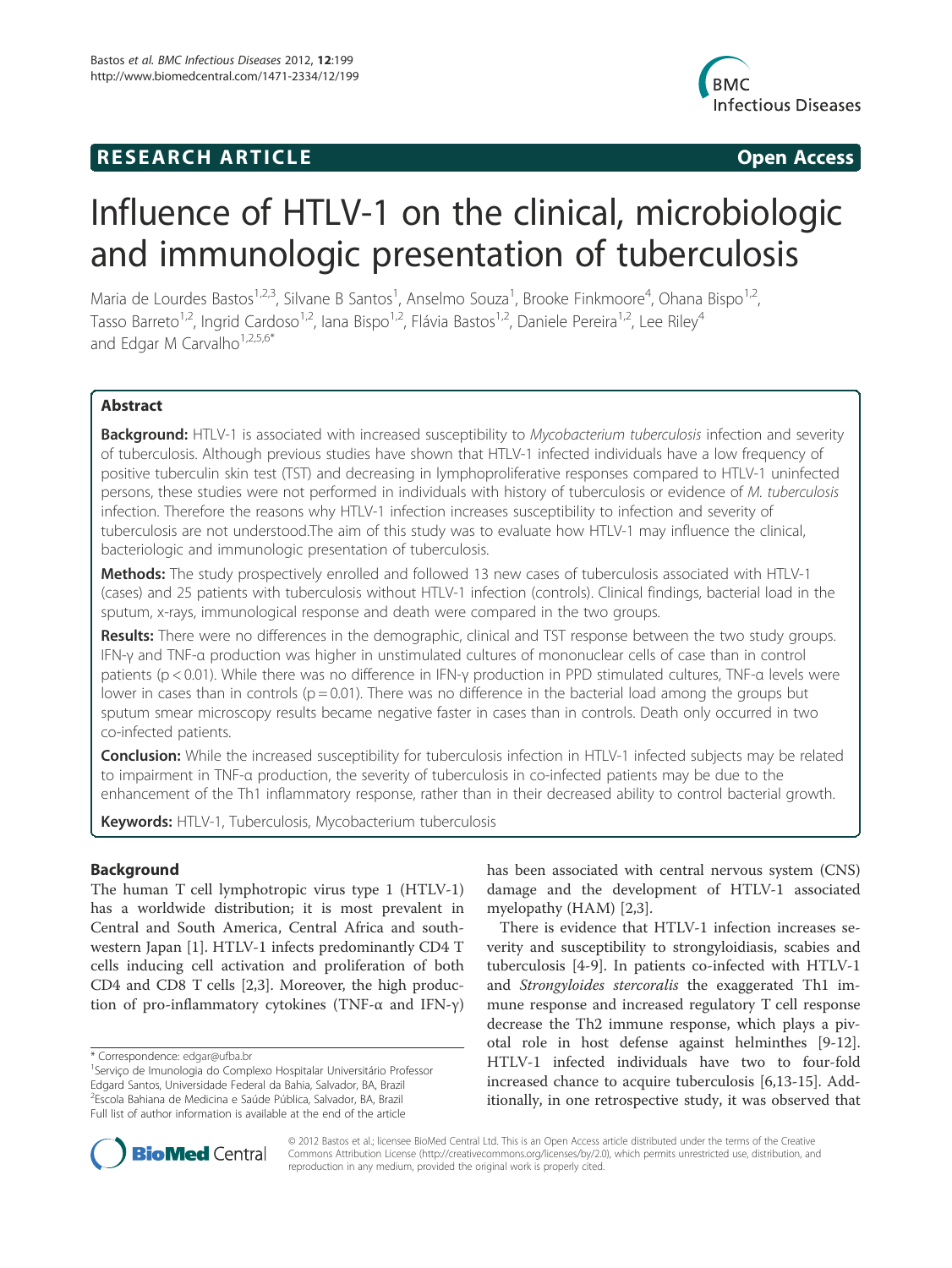**RESEARCH ARTICLE** **Open Access**

# Influence of HTLV-1 on the clinical, microbiologic and immunologic presentation of tuberculosis

Maria de Lourdes Bastos[1,2,3], Silvane B Santos[1], Anselmo Souza[1], Brooke Finkmoore[4], Ohana Bispo[1,2], Tasso Barreto[1,2], Ingrid Cardoso[1,2], Iana Bispo[1,2], Flávia Bastos[1,2], Daniele Pereira[1,2], Lee Riley[4] and Edgar M Carvalho[1,2,5,6*]

## Abstract

**Background:** HTLV-1 is associated with increased susceptibility to *Mycobacterium tuberculosis* infection and severity of tuberculosis. Although previous studies have shown that HTLV-1 infected individuals have a low frequency of positive tuberculin skin test (TST) and decreasing in lymphoproliferative responses compared to HTLV-1 uninfected persons, these studies were not performed in individuals with history of tuberculosis or evidence of *M. tuberculosis* infection. Therefore the reasons why HTLV-1 infection increases susceptibility to infection and severity of tuberculosis are not understood.The aim of this study was to evaluate how HTLV-1 may influence the clinical, bacteriologic and immunologic presentation of tuberculosis.

**Methods:** The study prospectively enrolled and followed 13 new cases of tuberculosis associated with HTLV-1 (cases) and 25 patients with tuberculosis without HTLV-1 infection (controls). Clinical findings, bacterial load in the sputum, x-rays, immunological response and death were compared in the two groups.

**Results:** There were no differences in the demographic, clinical and TST response between the two study groups. IFN-γ and TNF-α production was higher in unstimulated cultures of mononuclear cells of case than in control patients ($p < 0.01$). While there was no difference in IFN-γ production in PPD stimulated cultures, TNF-α levels were lower in cases than in controls ($p = 0.01$). There was no difference in the bacterial load among the groups but sputum smear microscopy results became negative faster in cases than in controls. Death only occurred in two co-infected patients.

**Conclusion:** While the increased susceptibility for tuberculosis infection in HTLV-1 infected subjects may be related to impairment in TNF-α production, the severity of tuberculosis in co-infected patients may be due to the enhancement of the Th1 inflammatory response, rather than in their decreased ability to control bacterial growth.

**Keywords:** HTLV-1, Tuberculosis, Mycobacterium tuberculosis

## Background

The human T cell lymphotropic virus type 1 (HTLV-1) has a worldwide distribution; it is most prevalent in Central and South America, Central Africa and southwestern Japan [1]. HTLV-1 infects predominantly CD4 T cells inducing cell activation and proliferation of both CD4 and CD8 T cells [2,3]. Moreover, the high production of pro-inflammatory cytokines (TNF-α and IFN-γ) has been associated with central nervous system (CNS) damage and the development of HTLV-1 associated myelopathy (HAM) [2,3].

There is evidence that HTLV-1 infection increases severity and susceptibility to strongyloidiasis, scabies and tuberculosis [4-9]. In patients co-infected with HTLV-1 and *Strongyloides stercoralis* the exaggerated Th1 immune response and increased regulatory T cell response decrease the Th2 immune response, which plays a pivotal role in host defense against helminthes [9-12]. HTLV-1 infected individuals have two to four-fold increased chance to acquire tuberculosis [6,13-15]. Additionally, in one retrospective study, it was observed that

\* Correspondence: edgar@ufba.br
[1]Serviço de Imunologia do Complexo Hospitalar Universitário Professor Edgard Santos, Universidade Federal da Bahia, Salvador, BA, Brazil
[2]Escola Bahiana de Medicina e Saúde Pública, Salvador, BA, Brazil
Full list of author information is available at the end of the article

© 2012 Bastos et al.; licensee BioMed Central Ltd. This is an Open Access article distributed under the terms of the Creative Commons Attribution License (http://creativecommons.org/licenses/by/2.0), which permits unrestricted use, distribution, and reproduction in any medium, provided the original work is properly cited.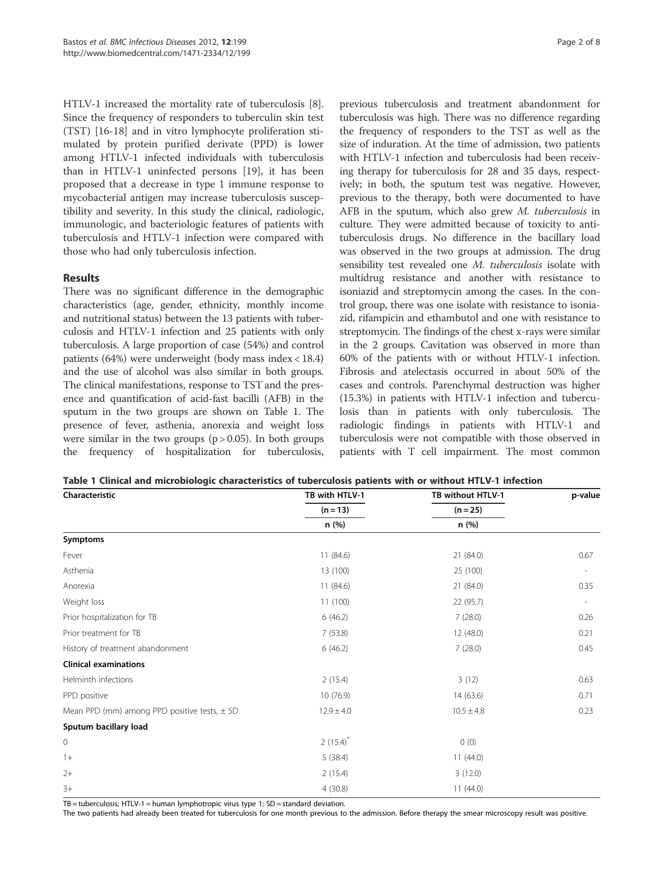HTLV-1 increased the mortality rate of tuberculosis [8]. Since the frequency of responders to tuberculin skin test (TST) [16-18] and in vitro lymphocyte proliferation stimulated by protein purified derivate (PPD) is lower among HTLV-1 infected individuals with tuberculosis than in HTLV-1 uninfected persons [19], it has been proposed that a decrease in type 1 immune response to mycobacterial antigen may increase tuberculosis susceptibility and severity. In this study the clinical, radiologic, immunologic, and bacteriologic features of patients with tuberculosis and HTLV-1 infection were compared with those who had only tuberculosis infection.

## Results

There was no significant difference in the demographic characteristics (age, gender, ethnicity, monthly income and nutritional status) between the 13 patients with tuberculosis and HTLV-1 infection and 25 patients with only tuberculosis. A large proportion of case (54%) and control patients (64%) were underweight (body mass index < 18.4) and the use of alcohol was also similar in both groups. The clinical manifestations, response to TST and the presence and quantification of acid-fast bacilli (AFB) in the sputum in the two groups are shown on Table 1. The presence of fever, asthenia, anorexia and weight loss were similar in the two groups ($p > 0.05$). In both groups the frequency of hospitalization for tuberculosis, previous tuberculosis and treatment abandonment for tuberculosis was high. There was no difference regarding the frequency of responders to the TST as well as the size of induration. At the time of admission, two patients with HTLV-1 infection and tuberculosis had been receiving therapy for tuberculosis for 28 and 35 days, respectively; in both, the sputum test was negative. However, previous to the therapy, both were documented to have AFB in the sputum, which also grew *M. tuberculosis* in culture. They were admitted because of toxicity to anti-tuberculosis drugs. No difference in the bacillary load was observed in the two groups at admission. The drug sensibility test revealed one *M. tuberculosis* isolate with multidrug resistance and another with resistance to isoniazid and streptomycin among the cases. In the control group, there was one isolate with resistance to isoniazid, rifampicin and ethambutol and one with resistance to streptomycin. The findings of the chest x-rays were similar in the 2 groups. Cavitation was observed in more than 60% of the patients with or without HTLV-1 infection. Fibrosis and atelectasis occurred in about 50% of the cases and controls. Parenchymal destruction was higher (15.3%) in patients with HTLV-1 infection and tuberculosis than in patients with only tuberculosis. The radiologic findings in patients with HTLV-1 and tuberculosis were not compatible with those observed in patients with T cell impairment. The most common

**Table 1 Clinical and microbiologic characteristics of tuberculosis patients with or without HTLV-1 infection**

| Characteristic | TB with HTLV-1 (n = 13) n (%) | TB without HTLV-1 (n = 25) n (%) | p-value |
|---|---|---|---|
| **Symptoms** | | | |
| Fever | 11 (84.6) | 21 (84.0) | 0.67 |
| Asthenia | 13 (100) | 25 (100) | - |
| Anorexia | 11 (84.6) | 21 (84.0) | 0.35 |
| Weight loss | 11 (100) | 22 (95.7) | - |
| Prior hospitalization for TB | 6 (46.2) | 7 (28.0) | 0.26 |
| Prior treatment for TB | 7 (53.8) | 12 (48.0) | 0.21 |
| History of treatment abandonment | 6 (46.2) | 7 (28.0) | 0.45 |
| **Clinical examinations** | | | |
| Helminth infections | 2 (15.4) | 3 (12) | 0.63 |
| PPD positive | 10 (76.9) | 14 (63.6) | 0.71 |
| Mean PPD (mm) among PPD positive tests, ± SD | 12.9 ± 4.0 | 10.5 ± 4.8 | 0.23 |
| **Sputum bacillary load** | | | |
| 0 | 2 (15.4)* | 0 (0) | |
| 1+ | 5 (38.4) | 11 (44.0) | |
| 2+ | 2 (15.4) | 3 (12.0) | |
| 3+ | 4 (30.8) | 11 (44.0) | |

TB = tuberculosis; HTLV-1 = human lymphotropic virus type 1; SD = standard deviation.

The two patients had already been treated for tuberculosis for one month previous to the admission. Before therapy the smear microscopy result was positive.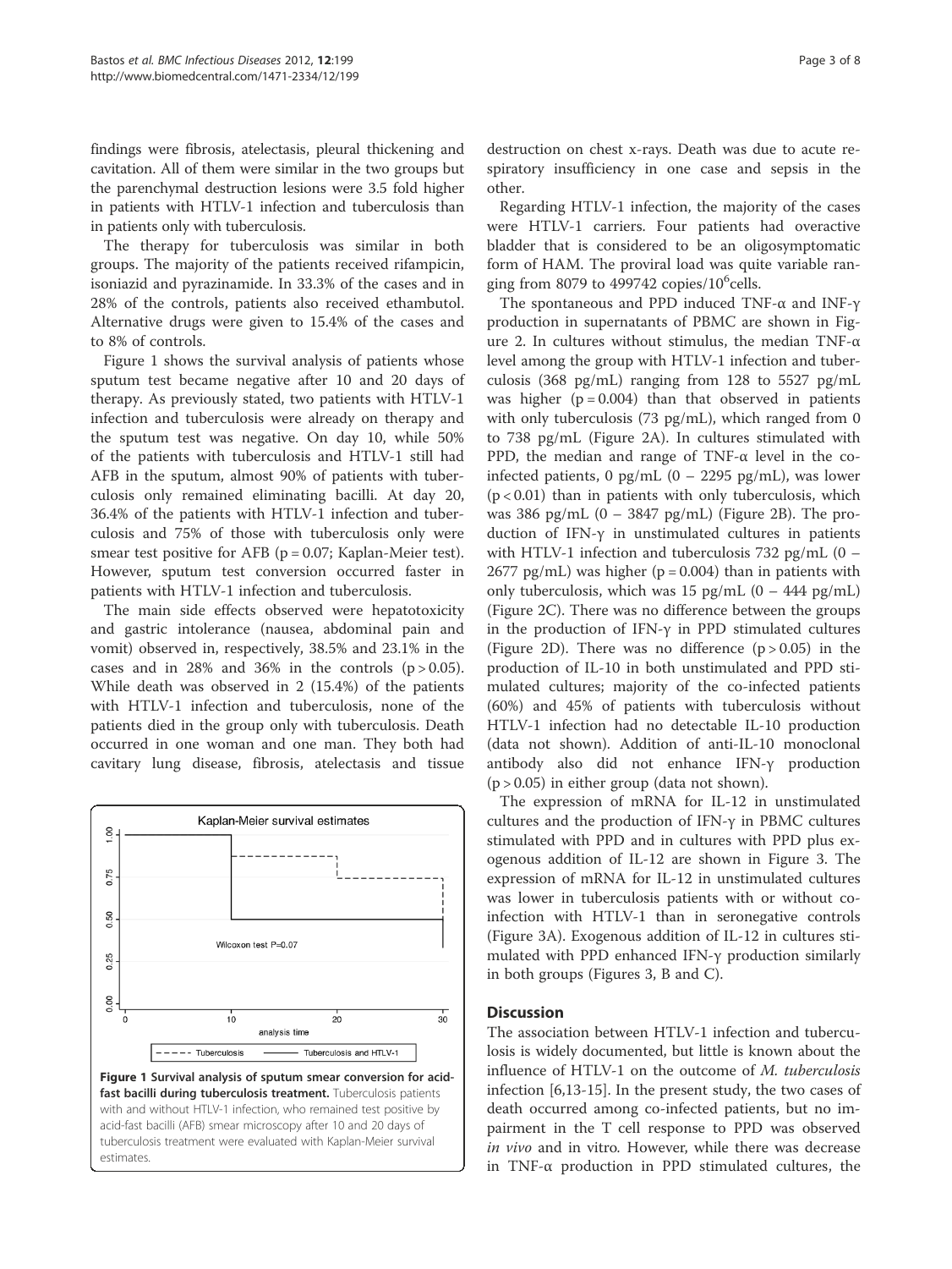findings were fibrosis, atelectasis, pleural thickening and cavitation. All of them were similar in the two groups but the parenchymal destruction lesions were 3.5 fold higher in patients with HTLV-1 infection and tuberculosis than in patients only with tuberculosis.

The therapy for tuberculosis was similar in both groups. The majority of the patients received rifampicin, isoniazid and pyrazinamide. In 33.3% of the cases and in 28% of the controls, patients also received ethambutol. Alternative drugs were given to 15.4% of the cases and to 8% of controls.

Figure 1 shows the survival analysis of patients whose sputum test became negative after 10 and 20 days of therapy. As previously stated, two patients with HTLV-1 infection and tuberculosis were already on therapy and the sputum test was negative. On day 10, while 50% of the patients with tuberculosis and HTLV-1 still had AFB in the sputum, almost 90% of patients with tuberculosis only remained eliminating bacilli. At day 20, 36.4% of the patients with HTLV-1 infection and tuberculosis and 75% of those with tuberculosis only were smear test positive for AFB ($p = 0.07$; Kaplan-Meier test). However, sputum test conversion occurred faster in patients with HTLV-1 infection and tuberculosis.

The main side effects observed were hepatotoxicity and gastric intolerance (nausea, abdominal pain and vomit) observed in, respectively, 38.5% and 23.1% in the cases and in 28% and 36% in the controls ($p > 0.05$). While death was observed in 2 (15.4%) of the patients with HTLV-1 infection and tuberculosis, none of the patients died in the group only with tuberculosis. Death occurred in one woman and one man. They both had cavitary lung disease, fibrosis, atelectasis and tissue destruction on chest x-rays. Death was due to acute respiratory insufficiency in one case and sepsis in the other.

**Figure 1 Survival analysis of sputum smear conversion for acid-fast bacilli during tuberculosis treatment.** Tuberculosis patients with and without HTLV-1 infection, who remained test positive by acid-fast bacilli (AFB) smear microscopy after 10 and 20 days of tuberculosis treatment were evaluated with Kaplan-Meier survival estimates.

Regarding HTLV-1 infection, the majority of the cases were HTLV-1 carriers. Four patients had overactive bladder that is considered to be an oligosymptomatic form of HAM. The proviral load was quite variable ranging from 8079 to 499742 copies/$10^6$cells.

The spontaneous and PPD induced TNF-α and INF-γ production in supernatants of PBMC are shown in Figure 2. In cultures without stimulus, the median TNF-α level among the group with HTLV-1 infection and tuberculosis (368 pg/mL) ranging from 128 to 5527 pg/mL was higher ($p = 0.004$) than that observed in patients with only tuberculosis (73 pg/mL), which ranged from 0 to 738 pg/mL (Figure 2A). In cultures stimulated with PPD, the median and range of TNF-α level in the co-infected patients, 0 pg/mL (0 – 2295 pg/mL), was lower ($p < 0.01$) than in patients with only tuberculosis, which was 386 pg/mL (0 – 3847 pg/mL) (Figure 2B). The production of IFN-γ in unstimulated cultures in patients with HTLV-1 infection and tuberculosis 732 pg/mL (0 – 2677 pg/mL) was higher ($p = 0.004$) than in patients with only tuberculosis, which was 15 pg/mL (0 – 444 pg/mL) (Figure 2C). There was no difference between the groups in the production of IFN-γ in PPD stimulated cultures (Figure 2D). There was no difference ($p > 0.05$) in the production of IL-10 in both unstimulated and PPD stimulated cultures; majority of the co-infected patients (60%) and 45% of patients with tuberculosis without HTLV-1 infection had no detectable IL-10 production (data not shown). Addition of anti-IL-10 monoclonal antibody also did not enhance IFN-γ production ($p > 0.05$) in either group (data not shown).

The expression of mRNA for IL-12 in unstimulated cultures and the production of IFN-γ in PBMC cultures stimulated with PPD and in cultures with PPD plus exogenous addition of IL-12 are shown in Figure 3. The expression of mRNA for IL-12 in unstimulated cultures was lower in tuberculosis patients with or without co-infection with HTLV-1 than in seronegative controls (Figure 3A). Exogenous addition of IL-12 in cultures stimulated with PPD enhanced IFN-γ production similarly in both groups (Figures 3, B and C).

## Discussion

The association between HTLV-1 infection and tuberculosis is widely documented, but little is known about the influence of HTLV-1 on the outcome of *M. tuberculosis* infection [6,13-15]. In the present study, the two cases of death occurred among co-infected patients, but no impairment in the T cell response to PPD was observed *in vivo* and in vitro. However, while there was decrease in TNF-α production in PPD stimulated cultures, the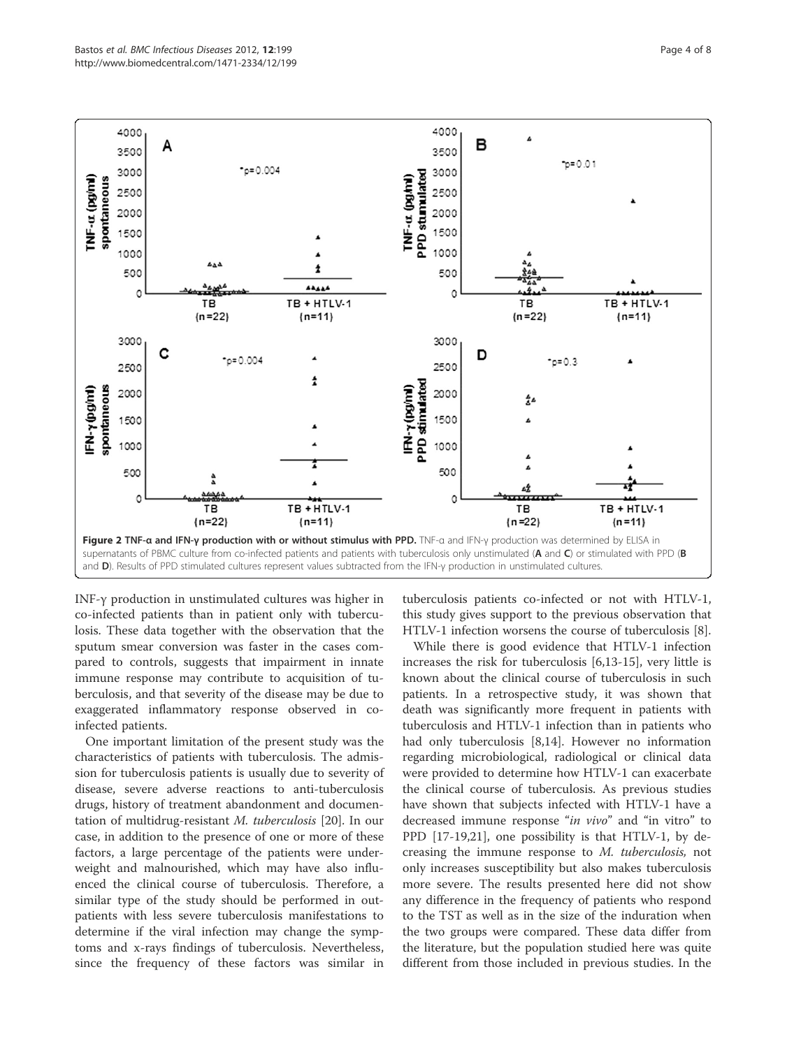Figure 2 TNF-α and IFN-γ production with or without stimulus with PPD. TNF-α and IFN-γ production was determined by ELISA in supernatants of PBMC culture from co-infected patients and patients with tuberculosis only unstimulated (**A** and **C**) or stimulated with PPD (**B** and **D**). Results of PPD stimulated cultures represent values subtracted from the IFN-γ production in unstimulated cultures.

INF-γ production in unstimulated cultures was higher in co-infected patients than in patient only with tuberculosis. These data together with the observation that the sputum smear conversion was faster in the cases compared to controls, suggests that impairment in innate immune response may contribute to acquisition of tuberculosis, and that severity of the disease may be due to exaggerated inflammatory response observed in co-infected patients.

One important limitation of the present study was the characteristics of patients with tuberculosis. The admission for tuberculosis patients is usually due to severity of disease, severe adverse reactions to anti-tuberculosis drugs, history of treatment abandonment and documentation of multidrug-resistant *M. tuberculosis* [20]. In our case, in addition to the presence of one or more of these factors, a large percentage of the patients were underweight and malnourished, which may have also influenced the clinical course of tuberculosis. Therefore, a similar type of the study should be performed in outpatients with less severe tuberculosis manifestations to determine if the viral infection may change the symptoms and x-rays findings of tuberculosis. Nevertheless, since the frequency of these factors was similar in tuberculosis patients co-infected or not with HTLV-1, this study gives support to the previous observation that HTLV-1 infection worsens the course of tuberculosis [8].

While there is good evidence that HTLV-1 infection increases the risk for tuberculosis [6,13-15], very little is known about the clinical course of tuberculosis in such patients. In a retrospective study, it was shown that death was significantly more frequent in patients with tuberculosis and HTLV-1 infection than in patients who had only tuberculosis [8,14]. However no information regarding microbiological, radiological or clinical data were provided to determine how HTLV-1 can exacerbate the clinical course of tuberculosis. As previous studies have shown that subjects infected with HTLV-1 have a decreased immune response "*in vivo*" and "in vitro" to PPD [17-19,21], one possibility is that HTLV-1, by decreasing the immune response to *M. tuberculosis*, not only increases susceptibility but also makes tuberculosis more severe. The results presented here did not show any difference in the frequency of patients who respond to the TST as well as in the size of the induration when the two groups were compared. These data differ from the literature, but the population studied here was quite different from those included in previous studies. In the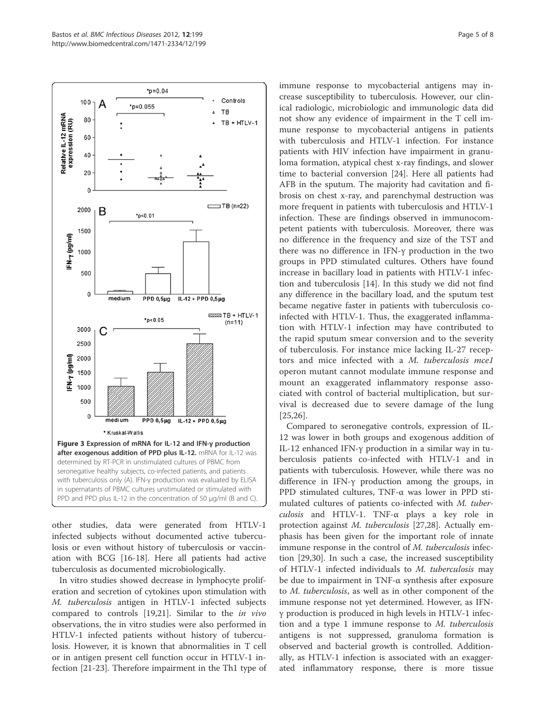**Figure 3 Expression of mRNA for IL-12 and IFN-γ production after exogenous addition of PPD plus IL-12.** mRNA for IL-12 was determined by RT-PCR in unstimulated cultures of PBMC from seronegative healthy subjects, co-infected patients, and patients with tuberculosis only (A). IFN-γ production was evaluated by ELISA in supernatants of PBMC cultures unstimulated or stimulated with PPD and PPD plus IL-12 in the concentration of 50 μg/ml (B and C).

other studies, data were generated from HTLV-1 infected subjects without documented active tuberculosis or even without history of tuberculosis or vaccination with BCG [16-18]. Here all patients had active tuberculosis as documented microbiologically.

In vitro studies showed decrease in lymphocyte proliferation and secretion of cytokines upon stimulation with *M. tuberculosis* antigen in HTLV-1 infected subjects compared to controls [19,21]. Similar to the *in vivo* observations, the in vitro studies were also performed in HTLV-1 infected patients without history of tuberculosis. However, it is known that abnormalities in T cell or in antigen present cell function occur in HTLV-1 infection [21-23]. Therefore impairment in the Th1 type of immune response to mycobacterial antigens may increase susceptibility to tuberculosis. However, our clinical radiologic, microbiologic and immunologic data did not show any evidence of impairment in the T cell immune response to mycobacterial antigens in patients with tuberculosis and HTLV-1 infection. For instance patients with HIV infection have impairment in granuloma formation, atypical chest x-ray findings, and slower time to bacterial conversion [24]. Here all patients had AFB in the sputum. The majority had cavitation and fibrosis on chest x-ray, and parenchymal destruction was more frequent in patients with tuberculosis and HTLV-1 infection. These are findings observed in immunocompetent patients with tuberculosis. Moreover, there was no difference in the frequency and size of the TST and there was no difference in IFN-γ production in the two groups in PPD stimulated cultures. Others have found increase in bacillary load in patients with HTLV-1 infection and tuberculosis [14]. In this study we did not find any difference in the bacillary load, and the sputum test became negative faster in patients with tuberculosis co-infected with HTLV-1. Thus, the exaggerated inflammation with HTLV-1 infection may have contributed to the rapid sputum smear conversion and to the severity of tuberculosis. For instance mice lacking IL-27 receptors and mice infected with a *M. tuberculosis mce1* operon mutant cannot modulate immune response and mount an exaggerated inflammatory response associated with control of bacterial multiplication, but survival is decreased due to severe damage of the lung [25,26].

Compared to seronegative controls, expression of IL-12 was lower in both groups and exogenous addition of IL-12 enhanced IFN-γ production in a similar way in tuberculosis patients co-infected with HTLV-1 and in patients with tuberculosis. However, while there was no difference in IFN-γ production among the groups, in PPD stimulated cultures, TNF-α was lower in PPD stimulated cultures of patients co-infected with *M. tuberculosis* and HTLV-1. TNF-α plays a key role in protection against *M. tuberculosis* [27,28]. Actually emphasis has been given for the important role of innate immune response in the control of *M. tuberculosis* infection [29,30]. In such a case, the increased susceptibility of HTLV-1 infected individuals to *M. tuberculosis* may be due to impairment in TNF-α synthesis after exposure to *M. tuberculosis*, as well as in other component of the immune response not yet determined. However, as IFN-γ production is produced in high levels in HTLV-1 infection and a type 1 immune response to *M. tuberculosis* antigens is not suppressed, granuloma formation is observed and bacterial growth is controlled. Additionally, as HTLV-1 infection is associated with an exaggerated inflammatory response, there is more tissue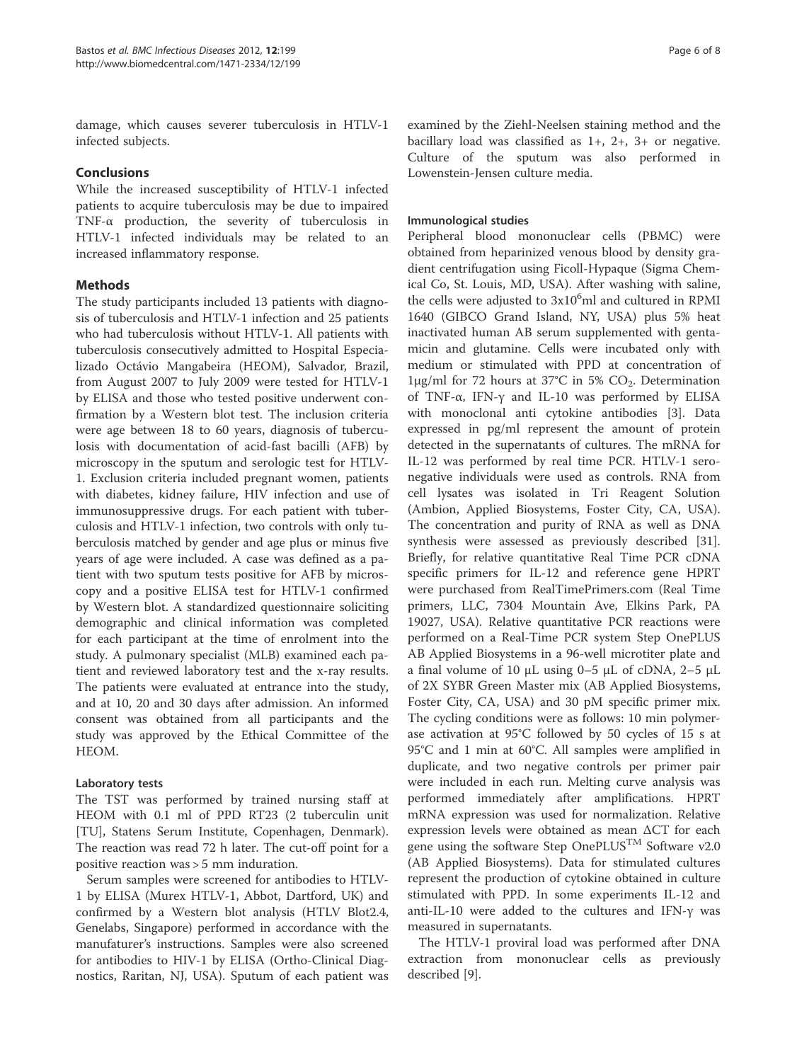damage, which causes severer tuberculosis in HTLV-1 infected subjects.

## Conclusions

While the increased susceptibility of HTLV-1 infected patients to acquire tuberculosis may be due to impaired TNF-α production, the severity of tuberculosis in HTLV-1 infected individuals may be related to an increased inflammatory response.

## Methods

The study participants included 13 patients with diagnosis of tuberculosis and HTLV-1 infection and 25 patients who had tuberculosis without HTLV-1. All patients with tuberculosis consecutively admitted to Hospital Especializado Octávio Mangabeira (HEOM), Salvador, Brazil, from August 2007 to July 2009 were tested for HTLV-1 by ELISA and those who tested positive underwent confirmation by a Western blot test. The inclusion criteria were age between 18 to 60 years, diagnosis of tuberculosis with documentation of acid-fast bacilli (AFB) by microscopy in the sputum and serologic test for HTLV-1. Exclusion criteria included pregnant women, patients with diabetes, kidney failure, HIV infection and use of immunosuppressive drugs. For each patient with tuberculosis and HTLV-1 infection, two controls with only tuberculosis matched by gender and age plus or minus five years of age were included. A case was defined as a patient with two sputum tests positive for AFB by microscopy and a positive ELISA test for HTLV-1 confirmed by Western blot. A standardized questionnaire soliciting demographic and clinical information was completed for each participant at the time of enrolment into the study. A pulmonary specialist (MLB) examined each patient and reviewed laboratory test and the x-ray results. The patients were evaluated at entrance into the study, and at 10, 20 and 30 days after admission. An informed consent was obtained from all participants and the study was approved by the Ethical Committee of the HEOM.

### Laboratory tests

The TST was performed by trained nursing staff at HEOM with 0.1 ml of PPD RT23 (2 tuberculin unit [TU], Statens Serum Institute, Copenhagen, Denmark). The reaction was read 72 h later. The cut-off point for a positive reaction was > 5 mm induration.

Serum samples were screened for antibodies to HTLV-1 by ELISA (Murex HTLV-1, Abbot, Dartford, UK) and confirmed by a Western blot analysis (HTLV Blot2.4, Genelabs, Singapore) performed in accordance with the manufaturer's instructions. Samples were also screened for antibodies to HIV-1 by ELISA (Ortho-Clinical Diagnostics, Raritan, NJ, USA). Sputum of each patient was examined by the Ziehl-Neelsen staining method and the bacillary load was classified as 1+, 2+, 3+ or negative. Culture of the sputum was also performed in Lowenstein-Jensen culture media.

### Immunological studies

Peripheral blood mononuclear cells (PBMC) were obtained from heparinized venous blood by density gradient centrifugation using Ficoll-Hypaque (Sigma Chemical Co, St. Louis, MD, USA). After washing with saline, the cells were adjusted to $3x10^6$ml and cultured in RPMI 1640 (GIBCO Grand Island, NY, USA) plus 5% heat inactivated human AB serum supplemented with gentamicin and glutamine. Cells were incubated only with medium or stimulated with PPD at concentration of 1μg/ml for 72 hours at 37°C in 5% $CO_2$. Determination of TNF-α, IFN-γ and IL-10 was performed by ELISA with monoclonal anti cytokine antibodies [3]. Data expressed in pg/ml represent the amount of protein detected in the supernatants of cultures. The mRNA for IL-12 was performed by real time PCR. HTLV-1 seronegative individuals were used as controls. RNA from cell lysates was isolated in Tri Reagent Solution (Ambion, Applied Biosystems, Foster City, CA, USA). The concentration and purity of RNA as well as DNA synthesis were assessed as previously described [31]. Briefly, for relative quantitative Real Time PCR cDNA specific primers for IL-12 and reference gene HPRT were purchased from RealTimePrimers.com (Real Time primers, LLC, 7304 Mountain Ave, Elkins Park, PA 19027, USA). Relative quantitative PCR reactions were performed on a Real-Time PCR system Step OnePLUS AB Applied Biosystems in a 96-well microtiter plate and a final volume of 10 μL using 0–5 μL of cDNA, 2–5 μL of 2X SYBR Green Master mix (AB Applied Biosystems, Foster City, CA, USA) and 30 pM specific primer mix. The cycling conditions were as follows: 10 min polymerase activation at 95°C followed by 50 cycles of 15 s at 95°C and 1 min at 60°C. All samples were amplified in duplicate, and two negative controls per primer pair were included in each run. Melting curve analysis was performed immediately after amplifications. HPRT mRNA expression was used for normalization. Relative expression levels were obtained as mean ΔCT for each gene using the software Step OnePLUS™ Software v2.0 (AB Applied Biosystems). Data for stimulated cultures represent the production of cytokine obtained in culture stimulated with PPD. In some experiments IL-12 and anti-IL-10 were added to the cultures and IFN-γ was measured in supernatants.

The HTLV-1 proviral load was performed after DNA extraction from mononuclear cells as previously described [9].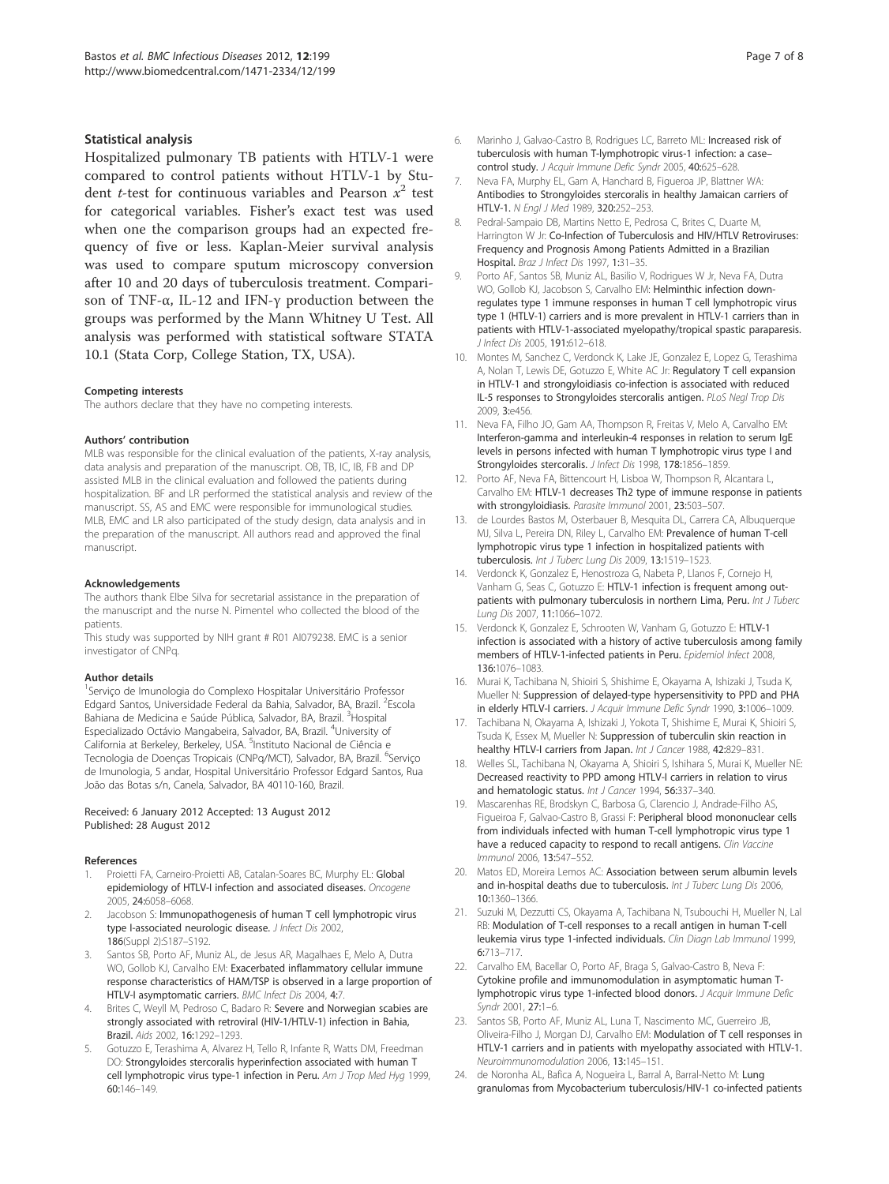### Statistical analysis

Hospitalized pulmonary TB patients with HTLV-1 were compared to control patients without HTLV-1 by Student *t*-test for continuous variables and Pearson $x^2$ test for categorical variables. Fisher's exact test was used when one the comparison groups had an expected frequency of five or less. Kaplan-Meier survival analysis was used to compare sputum microscopy conversion after 10 and 20 days of tuberculosis treatment. Comparison of TNF-α, IL-12 and IFN-γ production between the groups was performed by the Mann Whitney U Test. All analysis was performed with statistical software STATA 10.1 (Stata Corp, College Station, TX, USA).

#### Competing interests

The authors declare that they have no competing interests.

#### Authors' contribution

MLB was responsible for the clinical evaluation of the patients, X-ray analysis, data analysis and preparation of the manuscript. OB, TB, IC, IB, FB and DP assisted MLB in the clinical evaluation and followed the patients during hospitalization. BF and LR performed the statistical analysis and review of the manuscript. SS, AS and EMC were responsible for immunological studies. MLB, EMC and LR also participated of the study design, data analysis and in the preparation of the manuscript. All authors read and approved the final manuscript.

#### Acknowledgements

The authors thank Elbe Silva for secretarial assistance in the preparation of the manuscript and the nurse N. Pimentel who collected the blood of the patients.

This study was supported by NIH grant # R01 AI079238. EMC is a senior investigator of CNPq.

#### Author details

[1]Serviço de Imunologia do Complexo Hospitalar Universitário Professor Edgard Santos, Universidade Federal da Bahia, Salvador, BA, Brazil. [2]Escola Bahiana de Medicina e Saúde Pública, Salvador, BA, Brazil. [3]Hospital Especializado Octávio Mangabeira, Salvador, BA, Brazil. [4]University of California at Berkeley, Berkeley, USA. [5]Instituto Nacional de Ciência e Tecnologia de Doenças Tropicais (CNPq/MCT), Salvador, BA, Brazil. [6]Serviço de Imunologia, 5 andar, Hospital Universitário Professor Edgard Santos, Rua João das Botas s/n, Canela, Salvador, BA 40110-160, Brazil.

Received: 6 January 2012 Accepted: 13 August 2012
Published: 28 August 2012

#### References

1. Proietti FA, Carneiro-Proietti AB, Catalan-Soares BC, Murphy EL: **Global epidemiology of HTLV-I infection and associated diseases.** *Oncogene* 2005, **24**:6058–6068.
2. Jacobson S: **Immunopathogenesis of human T cell lymphotropic virus type I-associated neurologic disease.** *J Infect Dis* 2002, **186**(Suppl 2):S187–S192.
3. Santos SB, Porto AF, Muniz AL, de Jesus AR, Magalhaes E, Melo A, Dutra WO, Gollob KJ, Carvalho EM: **Exacerbated inflammatory cellular immune response characteristics of HAM/TSP is observed in a large proportion of HTLV-I asymptomatic carriers.** *BMC Infect Dis* 2004, **4**:7.
4. Brites C, Weyll M, Pedroso C, Badaro R: **Severe and Norwegian scabies are strongly associated with retroviral (HIV-1/HTLV-1) infection in Bahia, Brazil.** *Aids* 2002, **16**:1292–1293.
5. Gotuzzo E, Terashima A, Alvarez H, Tello R, Infante R, Watts DM, Freedman DO: **Strongyloides stercoralis hyperinfection associated with human T cell lymphotropic virus type-1 infection in Peru.** *Am J Trop Med Hyg* 1999, **60**:146–149.
6. Marinho J, Galvao-Castro B, Rodrigues LC, Barreto ML: **Increased risk of tuberculosis with human T-lymphotropic virus-1 infection: a case–control study.** *J Acquir Immune Defic Syndr* 2005, **40**:625–628.
7. Neva FA, Murphy EL, Gam A, Hanchard B, Figueroa JP, Blattner WA: **Antibodies to Strongyloides stercoralis in healthy Jamaican carriers of HTLV-1.** *N Engl J Med* 1989, **320**:252–253.
8. Pedral-Sampaio DB, Martins Netto E, Pedrosa C, Brites C, Duarte M, Harrington W Jr: **Co-Infection of Tuberculosis and HIV/HTLV Retroviruses: Frequency and Prognosis Among Patients Admitted in a Brazilian Hospital.** *Braz J Infect Dis* 1997, **1**:31–35.
9. Porto AF, Santos SB, Muniz AL, Basilio V, Rodrigues W Jr, Neva FA, Dutra WO, Gollob KJ, Jacobson S, Carvalho EM: **Helminthic infection down-regulates type 1 immune responses in human T cell lymphotropic virus type 1 (HTLV-1) carriers and is more prevalent in HTLV-1 carriers than in patients with HTLV-1-associated myelopathy/tropical spastic paraparesis.** *J Infect Dis* 2005, **191**:612–618.
10. Montes M, Sanchez C, Verdonck K, Lake JE, Gonzalez E, Lopez G, Terashima A, Nolan T, Lewis DE, Gotuzzo E, White AC Jr: **Regulatory T cell expansion in HTLV-1 and strongyloidiasis co-infection is associated with reduced IL-5 responses to Strongyloides stercoralis antigen.** *PLoS Negl Trop Dis* 2009, **3**:e456.
11. Neva FA, Filho JO, Gam AA, Thompson R, Freitas V, Melo A, Carvalho EM: **Interferon-gamma and interleukin-4 responses in relation to serum IgE levels in persons infected with human T lymphotropic virus type I and Strongyloides stercoralis.** *J Infect Dis* 1998, **178**:1856–1859.
12. Porto AF, Neva FA, Bittencourt H, Lisboa W, Thompson R, Alcantara L, Carvalho EM: **HTLV-1 decreases Th2 type of immune response in patients with strongyloidiasis.** *Parasite Immunol* 2001, **23**:503–507.
13. de Lourdes Bastos M, Osterbauer B, Mesquita DL, Carrera CA, Albuquerque MJ, Silva L, Pereira DN, Riley L, Carvalho EM: **Prevalence of human T-cell lymphotropic virus type 1 infection in hospitalized patients with tuberculosis.** *Int J Tuberc Lung Dis* 2009, **13**:1519–1523.
14. Verdonck K, Gonzalez E, Henostroza G, Nabeta P, Llanos F, Cornejo H, Vanham G, Seas C, Gotuzzo E: **HTLV-1 infection is frequent among out-patients with pulmonary tuberculosis in northern Lima, Peru.** *Int J Tuberc Lung Dis* 2007, **11**:1066–1072.
15. Verdonck K, Gonzalez E, Schrooten W, Vanham G, Gotuzzo E: **HTLV-1 infection is associated with a history of active tuberculosis among family members of HTLV-1-infected patients in Peru.** *Epidemiol Infect* 2008, **136**:1076–1083.
16. Murai K, Tachibana N, Shioiri S, Shishime E, Okayama A, Ishizaki J, Tsuda K, Mueller N: **Suppression of delayed-type hypersensitivity to PPD and PHA in elderly HTLV-I carriers.** *J Acquir Immune Defic Syndr* 1990, **3**:1006–1009.
17. Tachibana N, Okayama A, Ishizaki J, Yokota T, Shishime E, Murai K, Shioiri S, Tsuda K, Essex M, Mueller N: **Suppression of tuberculin skin reaction in healthy HTLV-I carriers from Japan.** *Int J Cancer* 1988, **42**:829–831.
18. Welles SL, Tachibana N, Okayama A, Shioiri S, Ishihara S, Murai K, Mueller NE: **Decreased reactivity to PPD among HTLV-I carriers in relation to virus and hematologic status.** *Int J Cancer* 1994, **56**:337–340.
19. Mascarenhas RE, Brodskyn C, Barbosa G, Clarencio J, Andrade-Filho AS, Figueiroa F, Galvao-Castro B, Grassi F: **Peripheral blood mononuclear cells from individuals infected with human T-cell lymphotropic virus type 1 have a reduced capacity to respond to recall antigens.** *Clin Vaccine Immunol* 2006, **13**:547–552.
20. Matos ED, Moreira Lemos AC: **Association between serum albumin levels and in-hospital deaths due to tuberculosis.** *Int J Tuberc Lung Dis* 2006, **10**:1360–1366.
21. Suzuki M, Dezzutti CS, Okayama A, Tachibana N, Tsubouchi H, Mueller N, Lal RB: **Modulation of T-cell responses to a recall antigen in human T-cell leukemia virus type 1-infected individuals.** *Clin Diagn Lab Immunol* 1999, **6**:713–717.
22. Carvalho EM, Bacellar O, Porto AF, Braga S, Galvao-Castro B, Neva F: **Cytokine profile and immunomodulation in asymptomatic human T-lymphotropic virus type 1-infected blood donors.** *J Acquir Immune Defic Syndr* 2001, **27**:1–6.
23. Santos SB, Porto AF, Muniz AL, Luna T, Nascimento MC, Guerreiro JB, Oliveira-Filho J, Morgan DJ, Carvalho EM: **Modulation of T cell responses in HTLV-1 carriers and in patients with myelopathy associated with HTLV-1.** *Neuroimmunomodulation* 2006, **13**:145–151.
24. de Noronha AL, Bafica A, Nogueira L, Barral A, Barral-Netto M: **Lung granulomas from Mycobacterium tuberculosis/HIV-1 co-infected patients**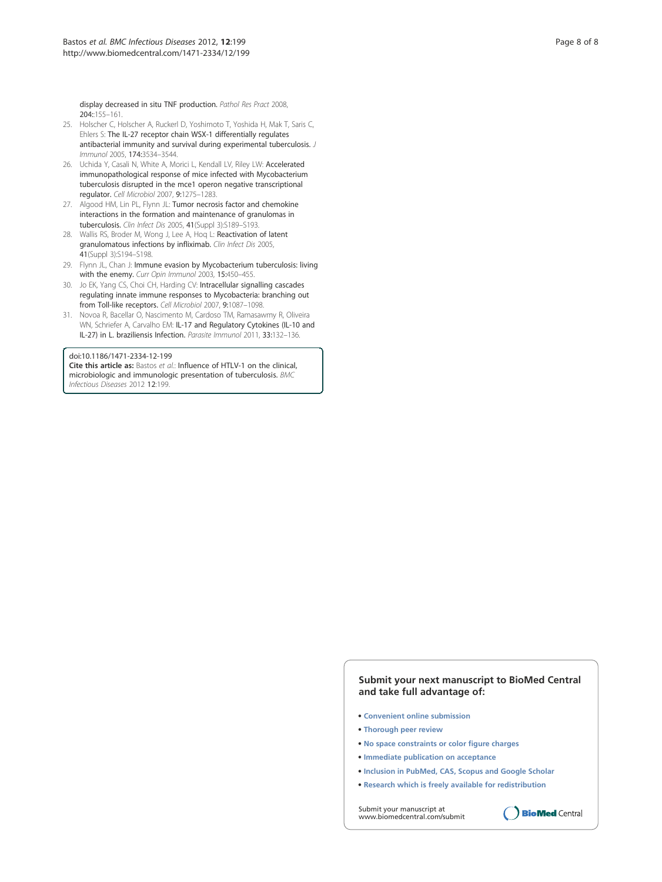display decreased in situ TNF production. *Pathol Res Pract* 2008, **204**:155–161.

25. Holscher C, Holscher A, Ruckerl D, Yoshimoto T, Yoshida H, Mak T, Saris C, Ehlers S: **The IL-27 receptor chain WSX-1 differentially regulates antibacterial immunity and survival during experimental tuberculosis.** *J Immunol* 2005, **174**:3534–3544.
26. Uchida Y, Casali N, White A, Morici L, Kendall LV, Riley LW: **Accelerated immunopathological response of mice infected with Mycobacterium tuberculosis disrupted in the mce1 operon negative transcriptional regulator.** *Cell Microbiol* 2007, **9**:1275–1283.
27. Algood HM, Lin PL, Flynn JL: **Tumor necrosis factor and chemokine interactions in the formation and maintenance of granulomas in tuberculosis.** *Clin Infect Dis* 2005, **41**(Suppl 3):S189–S193.
28. Wallis RS, Broder M, Wong J, Lee A, Hoq L: **Reactivation of latent granulomatous infections by infliximab.** *Clin Infect Dis* 2005, **41**(Suppl 3):S194–S198.
29. Flynn JL, Chan J: **Immune evasion by Mycobacterium tuberculosis: living with the enemy.** *Curr Opin Immunol* 2003, **15**:450–455.
30. Jo EK, Yang CS, Choi CH, Harding CV: **Intracellular signalling cascades regulating innate immune responses to Mycobacteria: branching out from Toll-like receptors.** *Cell Microbiol* 2007, **9**:1087–1098.
31. Novoa R, Bacellar O, Nascimento M, Cardoso TM, Ramasawmy R, Oliveira WN, Schriefer A, Carvalho EM: **IL-17 and Regulatory Cytokines (IL-10 and IL-27) in L. braziliensis Infection.** *Parasite Immunol* 2011, **33**:132–136.

doi:10.1186/1471-2334-12-199

**Cite this article as:** Bastos *et al.*: Influence of HTLV-1 on the clinical, microbiologic and immunologic presentation of tuberculosis. *BMC Infectious Diseases* 2012 **12**:199.

**Submit your next manuscript to BioMed Central and take full advantage of:**

- **Convenient online submission**
- **Thorough peer review**
- **No space constraints or color figure charges**
- **Immediate publication on acceptance**
- **Inclusion in PubMed, CAS, Scopus and Google Scholar**
- **Research which is freely available for redistribution**

Submit your manuscript at www.biomedcentral.com/submit

BioMed Central